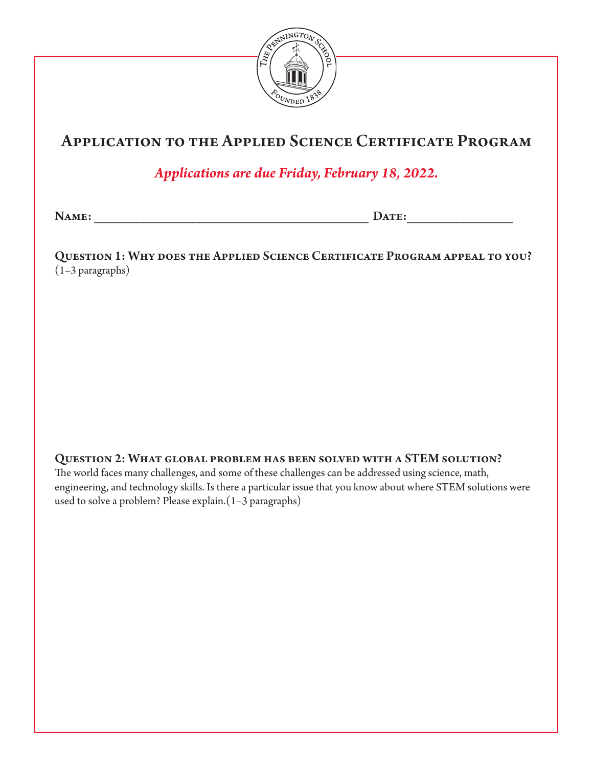# Application to the Applied Science Certificate Program

***Applications are due Friday, February 18, 2022.***

**Name:** ____________________________________________ **Date:** ________________

**Question 1: Why does the Applied Science Certificate Program appeal to you?**
(1–3 paragraphs)

**Question 2: What global problem has been solved with a STEM solution?**
The world faces many challenges, and some of these challenges can be addressed using science, math, engineering, and technology skills. Is there a particular issue that you know about where STEM solutions were used to solve a problem? Please explain.(1–3 paragraphs)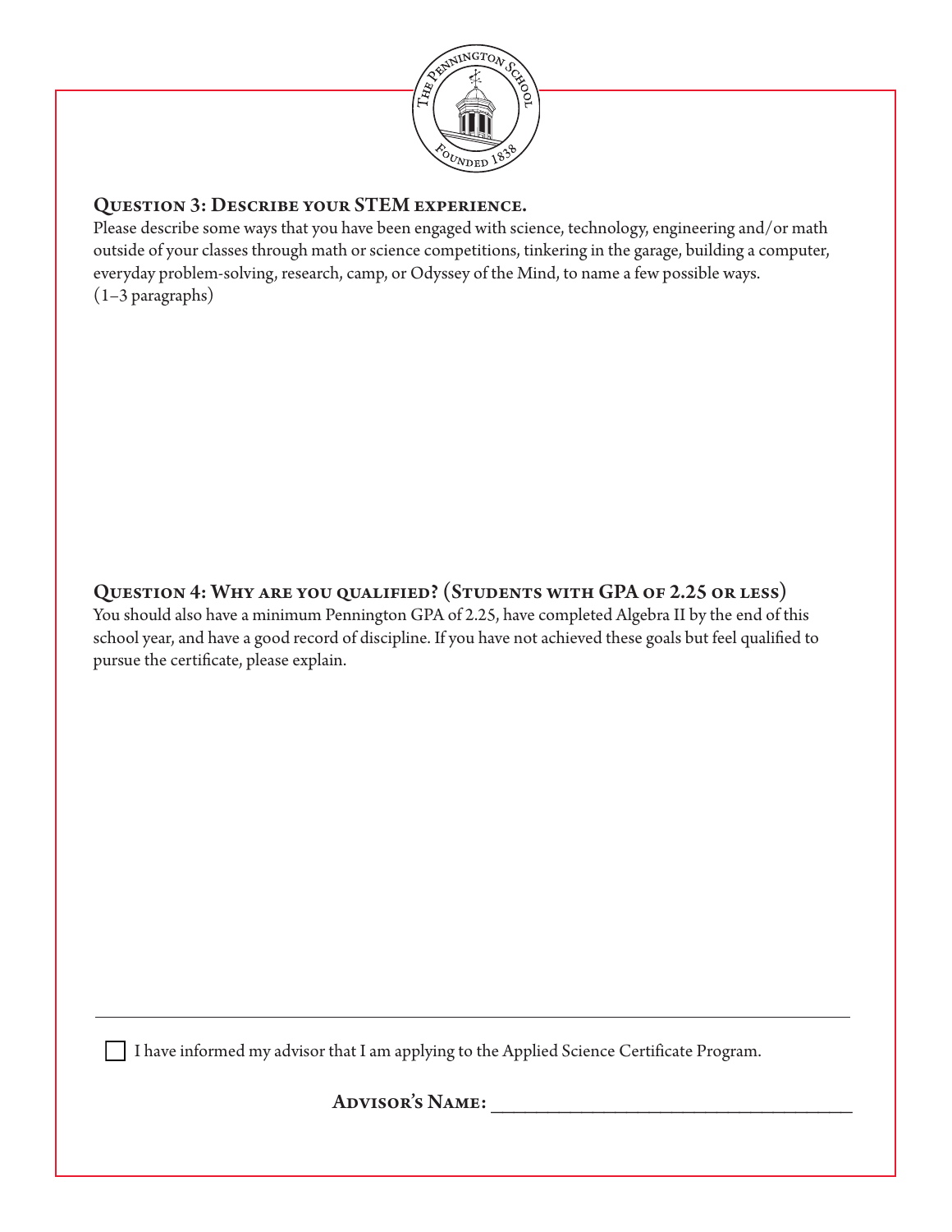## Question 3: Describe your STEM experience.

Please describe some ways that you have been engaged with science, technology, engineering and/or math outside of your classes through math or science competitions, tinkering in the garage, building a computer, everyday problem-solving, research, camp, or Odyssey of the Mind, to name a few possible ways. (1–3 paragraphs)

## Question 4: Why are you qualified? (Students with GPA of 2.25 or less)

You should also have a minimum Pennington GPA of 2.25, have completed Algebra II by the end of this school year, and have a good record of discipline. If you have not achieved these goals but feel qualified to pursue the certificate, please explain.

☐ I have informed my advisor that I am applying to the Applied Science Certificate Program.

**Advisor's Name:** ___________________________________